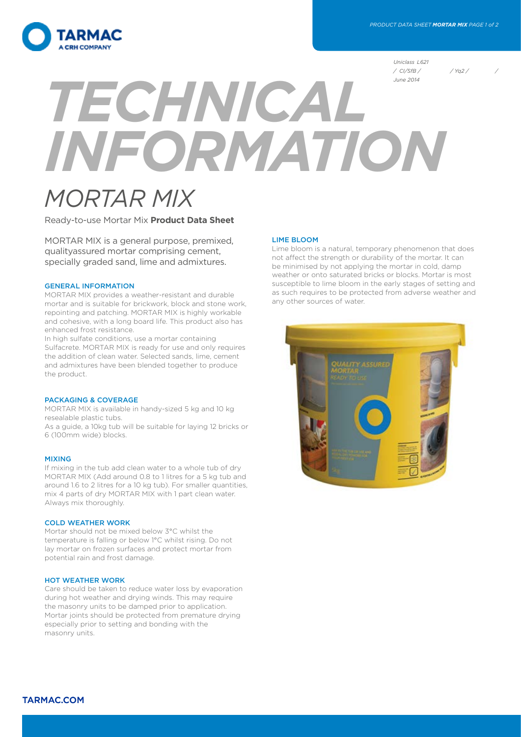Uniclass L621
/ CI/SfB / / Yq2 / /
June 2014

# TECHNICAL INFORMATION

# MORTAR MIX

Ready-to-use Mortar Mix **Product Data Sheet**

MORTAR MIX is a general purpose, premixed, qualityassured mortar comprising cement, specially graded sand, lime and admixtures.

## GENERAL INFORMATION

MORTAR MIX provides a weather-resistant and durable mortar and is suitable for brickwork, block and stone work, repointing and patching. MORTAR MIX is highly workable and cohesive, with a long board life. This product also has enhanced frost resistance.

In high sulfate conditions, use a mortar containing Sulfacrete. MORTAR MIX is ready for use and only requires the addition of clean water. Selected sands, lime, cement and admixtures have been blended together to produce the product.

## PACKAGING & COVERAGE

MORTAR MIX is available in handy-sized 5 kg and 10 kg resealable plastic tubs.

As a guide, a 10kg tub will be suitable for laying 12 bricks or 6 (100mm wide) blocks.

## MIXING

If mixing in the tub add clean water to a whole tub of dry MORTAR MIX (Add around 0.8 to 1 litres for a 5 kg tub and around 1.6 to 2 litres for a 10 kg tub). For smaller quantities, mix 4 parts of dry MORTAR MIX with 1 part clean water. Always mix thoroughly.

## COLD WEATHER WORK

Mortar should not be mixed below 3°C whilst the temperature is falling or below 1°C whilst rising. Do not lay mortar on frozen surfaces and protect mortar from potential rain and frost damage.

## HOT WEATHER WORK

Care should be taken to reduce water loss by evaporation during hot weather and drying winds. This may require the masonry units to be damped prior to application. Mortar joints should be protected from premature drying especially prior to setting and bonding with the masonry units.

## LIME BLOOM

Lime bloom is a natural, temporary phenomenon that does not affect the strength or durability of the mortar. It can be minimised by not applying the mortar in cold, damp weather or onto saturated bricks or blocks. Mortar is most susceptible to lime bloom in the early stages of setting and as such requires to be protected from adverse weather and any other sources of water.

TARMAC.COM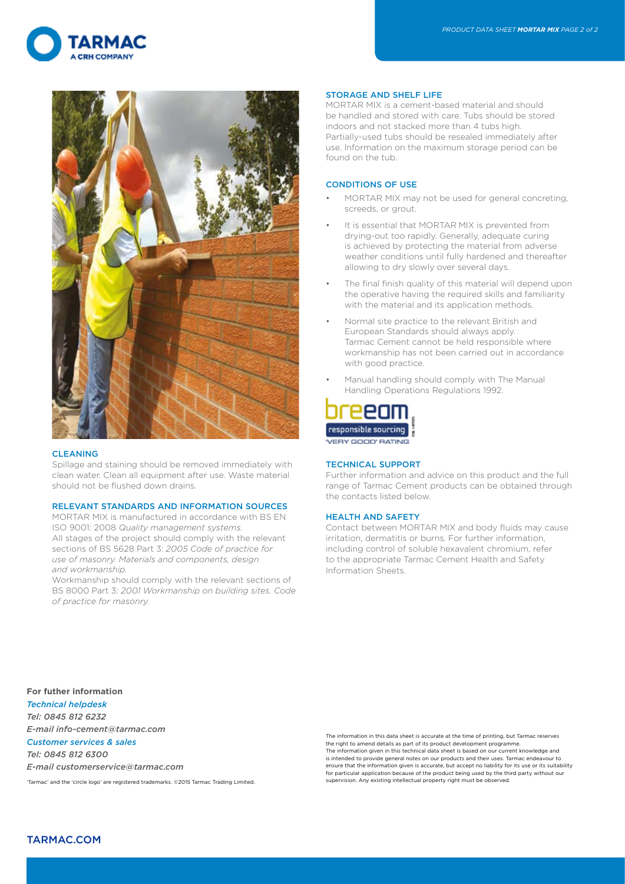## CLEANING

Spillage and staining should be removed immediately with clean water. Clean all equipment after use. Waste material should not be flushed down drains.

## RELEVANT STANDARDS AND INFORMATION SOURCES

MORTAR MIX is manufactured in accordance with BS EN ISO 9001: 2008 *Quality management systems.*

All stages of the project should comply with the relevant sections of BS 5628 Part 3: *2005 Code of practice for use of masonry. Materials and components, design and workmanship.*

Workmanship should comply with the relevant sections of BS 8000 Part 3: *2001 Workmanship on building sites. Code of practice for masonry.*

## STORAGE AND SHELF LIFE

MORTAR MIX is a cement-based material and should be handled and stored with care. Tubs should be stored indoors and not stacked more than 4 tubs high. Partially-used tubs should be resealed immediately after use. Information on the maximum storage period can be found on the tub.

## CONDITIONS OF USE

- MORTAR MIX may not be used for general concreting, screeds, or grout.
- It is essential that MORTAR MIX is prevented from drying-out too rapidly. Generally, adequate curing is achieved by protecting the material from adverse weather conditions until fully hardened and thereafter allowing to dry slowly over several days.
- The final finish quality of this material will depend upon the operative having the required skills and familiarity with the material and its application methods.
- Normal site practice to the relevant British and European Standards should always apply. Tarmac Cement cannot be held responsible where workmanship has not been carried out in accordance with good practice.
- Manual handling should comply with The Manual Handling Operations Regulations 1992.

breeam responsible sourcing
'VERY GOOD' RATING

## TECHNICAL SUPPORT

Further information and advice on this product and the full range of Tarmac Cement products can be obtained through the contacts listed below.

## HEALTH AND SAFETY

Contact between MORTAR MIX and body fluids may cause irritation, dermatitis or burns. For further information, including control of soluble hexavalent chromium, refer to the appropriate Tarmac Cement Health and Safety Information Sheets.

**For futher information**

*Technical helpdesk*

*Tel: 0845 812 6232*

*E-mail info-cement@tarmac.com*

*Customer services & sales*

*Tel: 0845 812 6300*

*E-mail customerservice@tarmac.com*

'Tarmac' and the 'circle logo' are registered trademarks. ©2015 Tarmac Trading Limited.

The information in this data sheet is accurate at the time of printing, but Tarmac reserves the right to amend details as part of its product development programme. The information given in this technical data sheet is based on our current knowledge and is intended to provide general notes on our products and their uses. Tarmac endeavour to ensure that the information given is accurate, but accept no liability for its use or its suitability for particular application because of the product being used by the third party without our supervision. Any existing intellectual property right must be observed.

TARMAC.COM